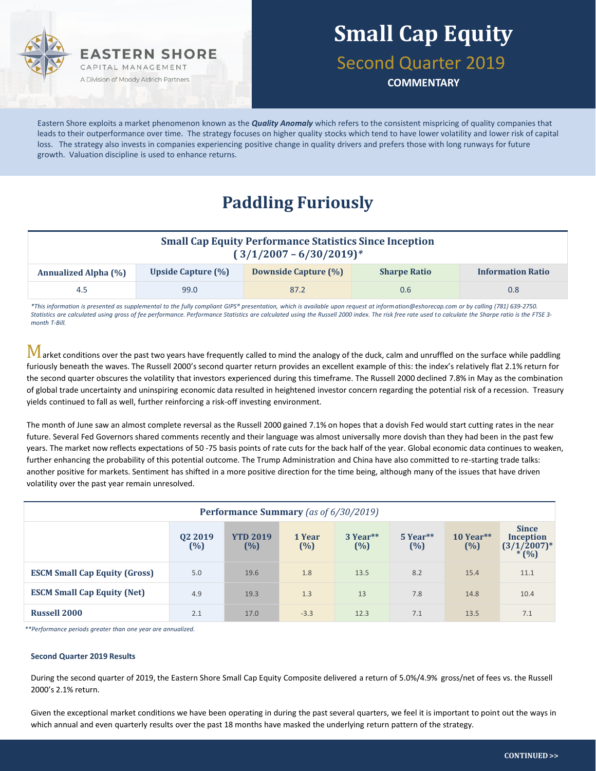EASTERN SHORE
CAPITAL MANAGEMENT
A Division of Moody Aldrich Partners

# Small Cap Equity

## Second Quarter 2019

**COMMENTARY**

Eastern Shore exploits a market phenomenon known as the ***Quality Anomaly*** which refers to the consistent mispricing of quality companies that leads to their outperformance over time. The strategy focuses on higher quality stocks which tend to have lower volatility and lower risk of capital loss. The strategy also invests in companies experiencing positive change in quality drivers and prefers those with long runways for future growth. Valuation discipline is used to enhance returns.

# Paddling Furiously

**Small Cap Equity Performance Statistics Since Inception (3/1/2007 – 6/30/2019)***

| Annualized Alpha (%) | Upside Capture (%) | Downside Capture (%) | Sharpe Ratio | Information Ratio |
|---|---|---|---|---|
| 4.5 | 99.0 | 87.2 | 0.6 | 0.8 |

*\*This information is presented as supplemental to the fully compliant GIPS® presentation, which is available upon request at information@eshorecap.com or by calling (781) 639-2750. Statistics are calculated using gross of fee performance. Performance Statistics are calculated using the Russell 2000 index. The risk free rate used to calculate the Sharpe ratio is the FTSE 3-month T-Bill.*

Market conditions over the past two years have frequently called to mind the analogy of the duck, calm and unruffled on the surface while paddling furiously beneath the waves. The Russell 2000's second quarter return provides an excellent example of this: the index's relatively flat 2.1% return for the second quarter obscures the volatility that investors experienced during this timeframe. The Russell 2000 declined 7.8% in May as the combination of global trade uncertainty and uninspiring economic data resulted in heightened investor concern regarding the potential risk of a recession. Treasury yields continued to fall as well, further reinforcing a risk-off investing environment.

The month of June saw an almost complete reversal as the Russell 2000 gained 7.1% on hopes that a dovish Fed would start cutting rates in the near future. Several Fed Governors shared comments recently and their language was almost universally more dovish than they had been in the past few years. The market now reflects expectations of 50 -75 basis points of rate cuts for the back half of the year. Global economic data continues to weaken, further enhancing the probability of this potential outcome. The Trump Administration and China have also committed to re-starting trade talks: another positive for markets. Sentiment has shifted in a more positive direction for the time being, although many of the issues that have driven volatility over the past year remain unresolved.

**Performance Summary** *(as of 6/30/2019)*

| | Q2 2019 (%) | YTD 2019 (%) | 1 Year (%) | 3 Year** (%) | 5 Year** (%) | 10 Year** (%) | Since Inception (3/1/2007)** (%) |
|---|---|---|---|---|---|---|---|
| **ESCM Small Cap Equity (Gross)** | 5.0 | 19.6 | 1.8 | 13.5 | 8.2 | 15.4 | 11.1 |
| **ESCM Small Cap Equity (Net)** | 4.9 | 19.3 | 1.3 | 13 | 7.8 | 14.8 | 10.4 |
| **Russell 2000** | 2.1 | 17.0 | -3.3 | 12.3 | 7.1 | 13.5 | 7.1 |

*\*\*Performance periods greater than one year are annualized.*

### Second Quarter 2019 Results

During the second quarter of 2019, the Eastern Shore Small Cap Equity Composite delivered a return of 5.0%/4.9% gross/net of fees vs. the Russell 2000's 2.1% return.

Given the exceptional market conditions we have been operating in during the past several quarters, we feel it is important to point out the ways in which annual and even quarterly results over the past 18 months have masked the underlying return pattern of the strategy.

CONTINUED >>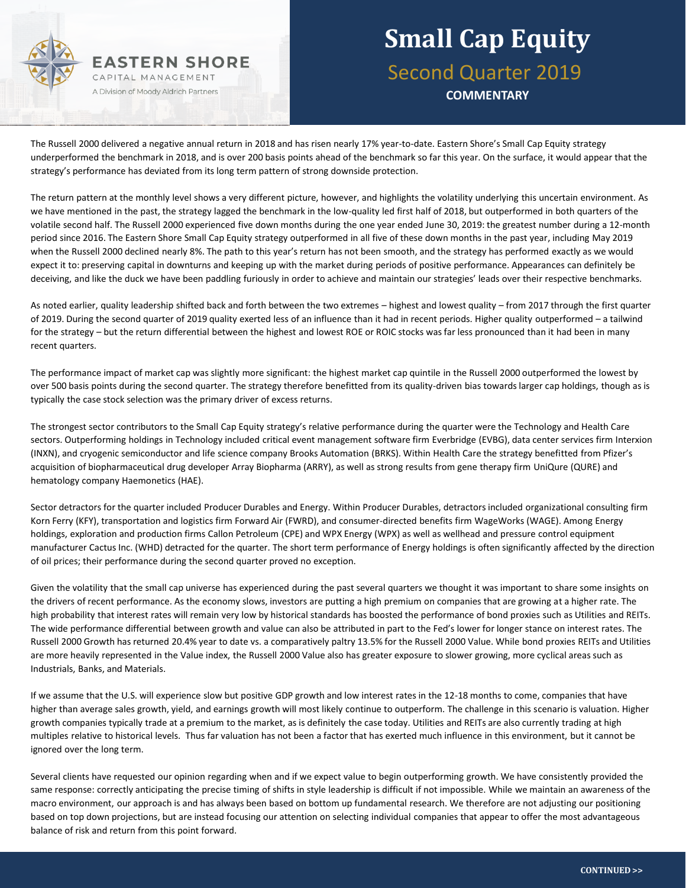# Small Cap Equity

## Second Quarter 2019

**COMMENTARY**

The Russell 2000 delivered a negative annual return in 2018 and has risen nearly 17% year-to-date. Eastern Shore's Small Cap Equity strategy underperformed the benchmark in 2018, and is over 200 basis points ahead of the benchmark so far this year. On the surface, it would appear that the strategy's performance has deviated from its long term pattern of strong downside protection.

The return pattern at the monthly level shows a very different picture, however, and highlights the volatility underlying this uncertain environment. As we have mentioned in the past, the strategy lagged the benchmark in the low-quality led first half of 2018, but outperformed in both quarters of the volatile second half. The Russell 2000 experienced five down months during the one year ended June 30, 2019: the greatest number during a 12-month period since 2016. The Eastern Shore Small Cap Equity strategy outperformed in all five of these down months in the past year, including May 2019 when the Russell 2000 declined nearly 8%. The path to this year's return has not been smooth, and the strategy has performed exactly as we would expect it to: preserving capital in downturns and keeping up with the market during periods of positive performance. Appearances can definitely be deceiving, and like the duck we have been paddling furiously in order to achieve and maintain our strategies' leads over their respective benchmarks.

As noted earlier, quality leadership shifted back and forth between the two extremes – highest and lowest quality – from 2017 through the first quarter of 2019. During the second quarter of 2019 quality exerted less of an influence than it had in recent periods. Higher quality outperformed – a tailwind for the strategy – but the return differential between the highest and lowest ROE or ROIC stocks was far less pronounced than it had been in many recent quarters.

The performance impact of market cap was slightly more significant: the highest market cap quintile in the Russell 2000 outperformed the lowest by over 500 basis points during the second quarter. The strategy therefore benefitted from its quality-driven bias towards larger cap holdings, though as is typically the case stock selection was the primary driver of excess returns.

The strongest sector contributors to the Small Cap Equity strategy's relative performance during the quarter were the Technology and Health Care sectors. Outperforming holdings in Technology included critical event management software firm Everbridge (EVBG), data center services firm Interxion (INXN), and cryogenic semiconductor and life science company Brooks Automation (BRKS). Within Health Care the strategy benefitted from Pfizer's acquisition of biopharmaceutical drug developer Array Biopharma (ARRY), as well as strong results from gene therapy firm UniQure (QURE) and hematology company Haemonetics (HAE).

Sector detractors for the quarter included Producer Durables and Energy. Within Producer Durables, detractors included organizational consulting firm Korn Ferry (KFY), transportation and logistics firm Forward Air (FWRD), and consumer-directed benefits firm WageWorks (WAGE). Among Energy holdings, exploration and production firms Callon Petroleum (CPE) and WPX Energy (WPX) as well as wellhead and pressure control equipment manufacturer Cactus Inc. (WHD) detracted for the quarter. The short term performance of Energy holdings is often significantly affected by the direction of oil prices; their performance during the second quarter proved no exception.

Given the volatility that the small cap universe has experienced during the past several quarters we thought it was important to share some insights on the drivers of recent performance. As the economy slows, investors are putting a high premium on companies that are growing at a higher rate. The high probability that interest rates will remain very low by historical standards has boosted the performance of bond proxies such as Utilities and REITs. The wide performance differential between growth and value can also be attributed in part to the Fed's lower for longer stance on interest rates. The Russell 2000 Growth has returned 20.4% year to date vs. a comparatively paltry 13.5% for the Russell 2000 Value. While bond proxies REITs and Utilities are more heavily represented in the Value index, the Russell 2000 Value also has greater exposure to slower growing, more cyclical areas such as Industrials, Banks, and Materials.

If we assume that the U.S. will experience slow but positive GDP growth and low interest rates in the 12-18 months to come, companies that have higher than average sales growth, yield, and earnings growth will most likely continue to outperform. The challenge in this scenario is valuation. Higher growth companies typically trade at a premium to the market, as is definitely the case today. Utilities and REITs are also currently trading at high multiples relative to historical levels. Thus far valuation has not been a factor that has exerted much influence in this environment, but it cannot be ignored over the long term.

Several clients have requested our opinion regarding when and if we expect value to begin outperforming growth. We have consistently provided the same response: correctly anticipating the precise timing of shifts in style leadership is difficult if not impossible. While we maintain an awareness of the macro environment, our approach is and has always been based on bottom up fundamental research. We therefore are not adjusting our positioning based on top down projections, but are instead focusing our attention on selecting individual companies that appear to offer the most advantageous balance of risk and return from this point forward.

**CONTINUED >>**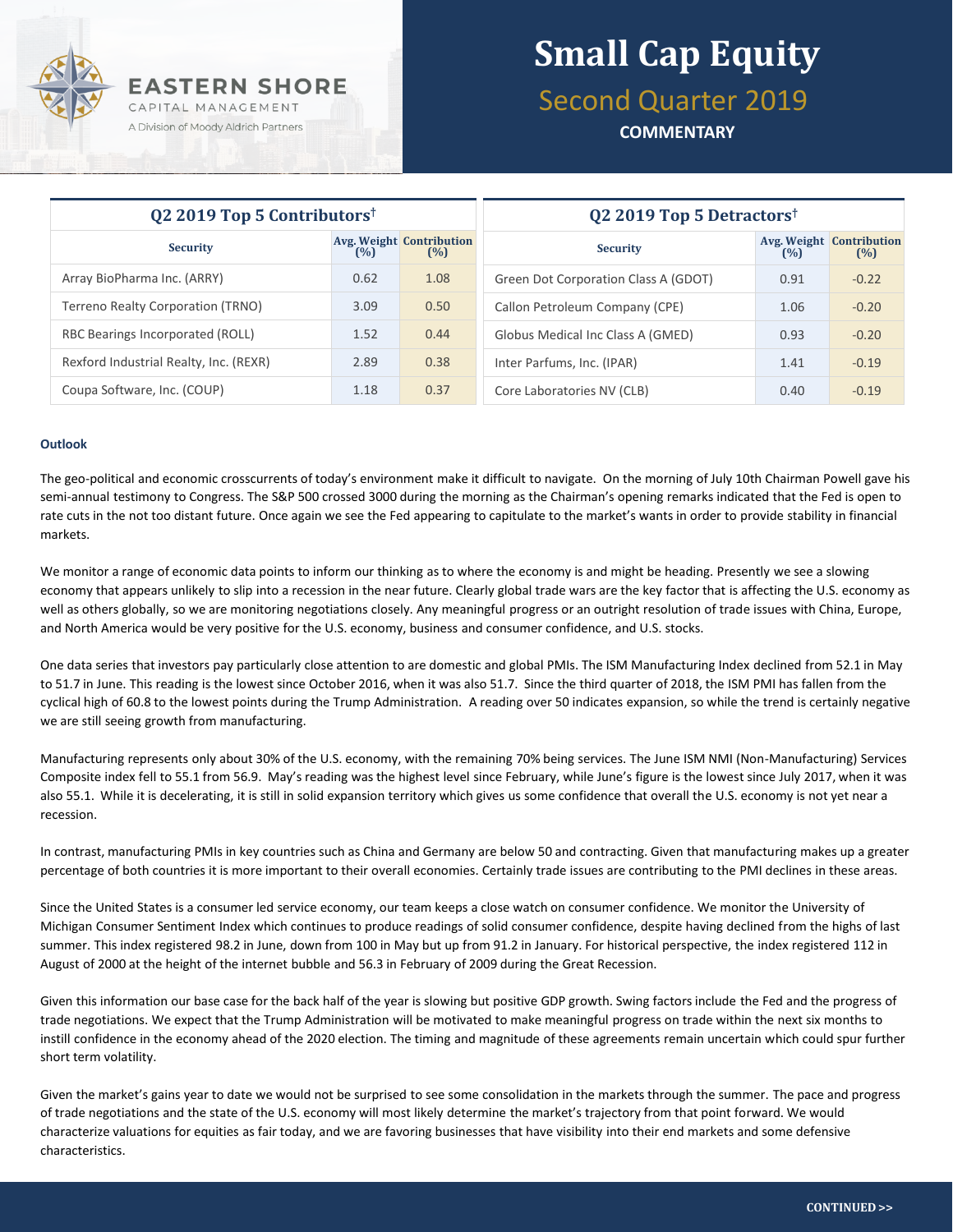# Small Cap Equity

## Second Quarter 2019

**COMMENTARY**

| Q2 2019 Top 5 Contributors† | | |
|---|---|---|
| **Security** | **Avg. Weight (%)** | **Contribution (%)** |
| Array BioPharma Inc. (ARRY) | 0.62 | 1.08 |
| Terreno Realty Corporation (TRNO) | 3.09 | 0.50 |
| RBC Bearings Incorporated (ROLL) | 1.52 | 0.44 |
| Rexford Industrial Realty, Inc. (REXR) | 2.89 | 0.38 |
| Coupa Software, Inc. (COUP) | 1.18 | 0.37 |

| Q2 2019 Top 5 Detractors† | | |
|---|---|---|
| **Security** | **Avg. Weight (%)** | **Contribution (%)** |
| Green Dot Corporation Class A (GDOT) | 0.91 | -0.22 |
| Callon Petroleum Company (CPE) | 1.06 | -0.20 |
| Globus Medical Inc Class A (GMED) | 0.93 | -0.20 |
| Inter Parfums, Inc. (IPAR) | 1.41 | -0.19 |
| Core Laboratories NV (CLB) | 0.40 | -0.19 |

**Outlook**

The geo-political and economic crosscurrents of today's environment make it difficult to navigate. On the morning of July 10th Chairman Powell gave his semi-annual testimony to Congress. The S&P 500 crossed 3000 during the morning as the Chairman's opening remarks indicated that the Fed is open to rate cuts in the not too distant future. Once again we see the Fed appearing to capitulate to the market's wants in order to provide stability in financial markets.

We monitor a range of economic data points to inform our thinking as to where the economy is and might be heading. Presently we see a slowing economy that appears unlikely to slip into a recession in the near future. Clearly global trade wars are the key factor that is affecting the U.S. economy as well as others globally, so we are monitoring negotiations closely. Any meaningful progress or an outright resolution of trade issues with China, Europe, and North America would be very positive for the U.S. economy, business and consumer confidence, and U.S. stocks.

One data series that investors pay particularly close attention to are domestic and global PMIs. The ISM Manufacturing Index declined from 52.1 in May to 51.7 in June. This reading is the lowest since October 2016, when it was also 51.7. Since the third quarter of 2018, the ISM PMI has fallen from the cyclical high of 60.8 to the lowest points during the Trump Administration. A reading over 50 indicates expansion, so while the trend is certainly negative we are still seeing growth from manufacturing.

Manufacturing represents only about 30% of the U.S. economy, with the remaining 70% being services. The June ISM NMI (Non-Manufacturing) Services Composite index fell to 55.1 from 56.9. May's reading was the highest level since February, while June's figure is the lowest since July 2017, when it was also 55.1. While it is decelerating, it is still in solid expansion territory which gives us some confidence that overall the U.S. economy is not yet near a recession.

In contrast, manufacturing PMIs in key countries such as China and Germany are below 50 and contracting. Given that manufacturing makes up a greater percentage of both countries it is more important to their overall economies. Certainly trade issues are contributing to the PMI declines in these areas.

Since the United States is a consumer led service economy, our team keeps a close watch on consumer confidence. We monitor the University of Michigan Consumer Sentiment Index which continues to produce readings of solid consumer confidence, despite having declined from the highs of last summer. This index registered 98.2 in June, down from 100 in May but up from 91.2 in January. For historical perspective, the index registered 112 in August of 2000 at the height of the internet bubble and 56.3 in February of 2009 during the Great Recession.

Given this information our base case for the back half of the year is slowing but positive GDP growth. Swing factors include the Fed and the progress of trade negotiations. We expect that the Trump Administration will be motivated to make meaningful progress on trade within the next six months to instill confidence in the economy ahead of the 2020 election. The timing and magnitude of these agreements remain uncertain which could spur further short term volatility.

Given the market's gains year to date we would not be surprised to see some consolidation in the markets through the summer. The pace and progress of trade negotiations and the state of the U.S. economy will most likely determine the market's trajectory from that point forward. We would characterize valuations for equities as fair today, and we are favoring businesses that have visibility into their end markets and some defensive characteristics.

**CONTINUED >>**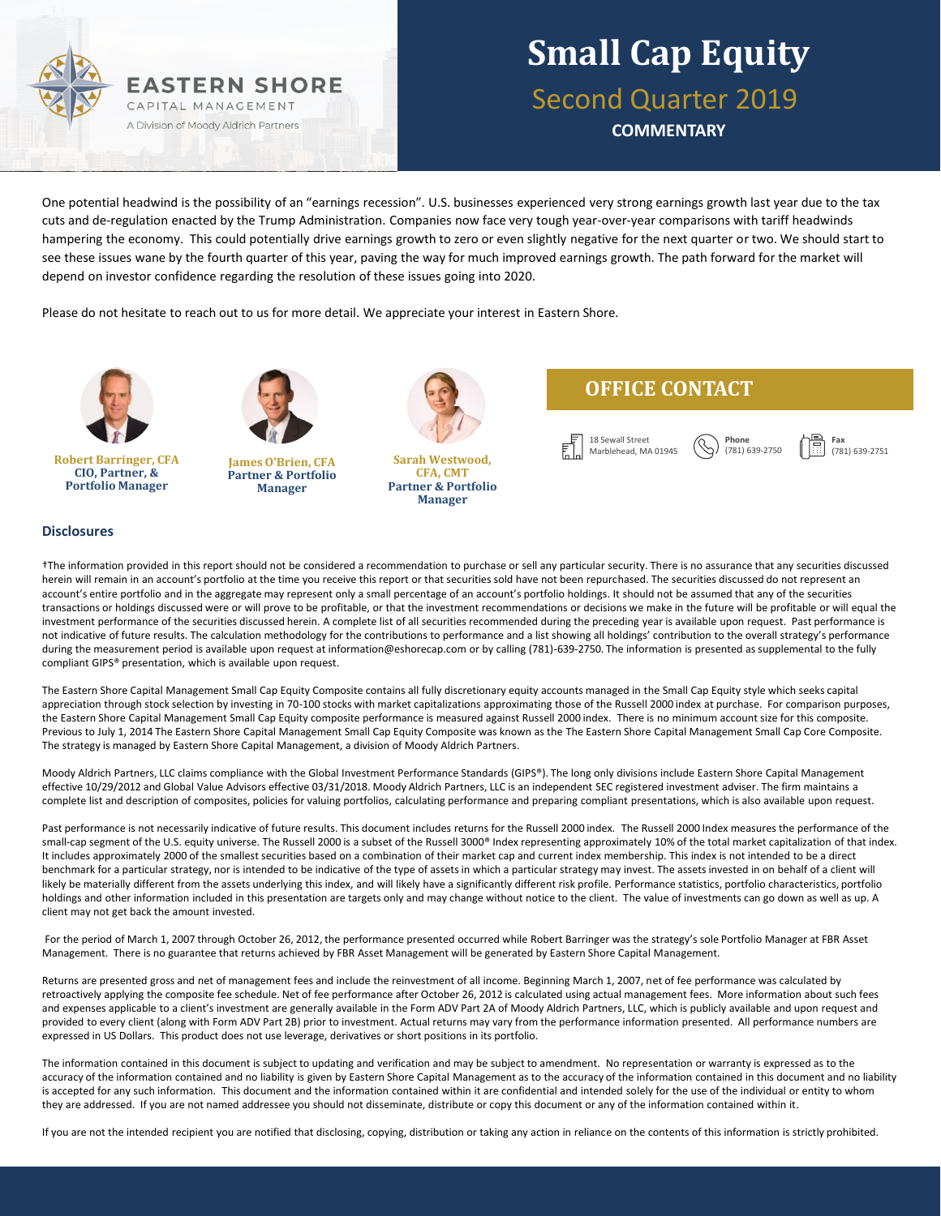# Small Cap Equity

## Second Quarter 2019

**COMMENTARY**

One potential headwind is the possibility of an "earnings recession". U.S. businesses experienced very strong earnings growth last year due to the tax cuts and de-regulation enacted by the Trump Administration. Companies now face very tough year-over-year comparisons with tariff headwinds hampering the economy. This could potentially drive earnings growth to zero or even slightly negative for the next quarter or two. We should start to see these issues wane by the fourth quarter of this year, paving the way for much improved earnings growth. The path forward for the market will depend on investor confidence regarding the resolution of these issues going into 2020.

Please do not hesitate to reach out to us for more detail. We appreciate your interest in Eastern Shore.

**Robert Barringer, CFA**
**CIO, Partner, & Portfolio Manager**

**James O'Brien, CFA**
**Partner & Portfolio Manager**

**Sarah Westwood, CFA, CMT**
**Partner & Portfolio Manager**

## OFFICE CONTACT

18 Sewall Street
Marblehead, MA 01945

**Phone**
(781) 639-2750

**Fax**
(781) 639-2751

### Disclosures

†The information provided in this report should not be considered a recommendation to purchase or sell any particular security. There is no assurance that any securities discussed herein will remain in an account's portfolio at the time you receive this report or that securities sold have not been repurchased. The securities discussed do not represent an account's entire portfolio and in the aggregate may represent only a small percentage of an account's portfolio holdings. It should not be assumed that any of the securities transactions or holdings discussed were or will prove to be profitable, or that the investment recommendations or decisions we make in the future will be profitable or will equal the investment performance of the securities discussed herein. A complete list of all securities recommended during the preceding year is available upon request. Past performance is not indicative of future results. The calculation methodology for the contributions to performance and a list showing all holdings' contribution to the overall strategy's performance during the measurement period is available upon request at information@eshorecap.com or by calling (781)-639-2750. The information is presented as supplemental to the fully compliant GIPS® presentation, which is available upon request.

The Eastern Shore Capital Management Small Cap Equity Composite contains all fully discretionary equity accounts managed in the Small Cap Equity style which seeks capital appreciation through stock selection by investing in 70-100 stocks with market capitalizations approximating those of the Russell 2000 index at purchase. For comparison purposes, the Eastern Shore Capital Management Small Cap Equity composite performance is measured against Russell 2000 index. There is no minimum account size for this composite. Previous to July 1, 2014 The Eastern Shore Capital Management Small Cap Equity Composite was known as the The Eastern Shore Capital Management Small Cap Core Composite. The strategy is managed by Eastern Shore Capital Management, a division of Moody Aldrich Partners.

Moody Aldrich Partners, LLC claims compliance with the Global Investment Performance Standards (GIPS®). The long only divisions include Eastern Shore Capital Management effective 10/29/2012 and Global Value Advisors effective 03/31/2018. Moody Aldrich Partners, LLC is an independent SEC registered investment adviser. The firm maintains a complete list and description of composites, policies for valuing portfolios, calculating performance and preparing compliant presentations, which is also available upon request.

Past performance is not necessarily indicative of future results. This document includes returns for the Russell 2000 index. The Russell 2000 Index measures the performance of the small-cap segment of the U.S. equity universe. The Russell 2000 is a subset of the Russell 3000® Index representing approximately 10% of the total market capitalization of that index. It includes approximately 2000 of the smallest securities based on a combination of their market cap and current index membership. This index is not intended to be a direct benchmark for a particular strategy, nor is intended to be indicative of the type of assets in which a particular strategy may invest. The assets invested in on behalf of a client will likely be materially different from the assets underlying this index, and will likely have a significantly different risk profile. Performance statistics, portfolio characteristics, portfolio holdings and other information included in this presentation are targets only and may change without notice to the client. The value of investments can go down as well as up. A client may not get back the amount invested.

For the period of March 1, 2007 through October 26, 2012, the performance presented occurred while Robert Barringer was the strategy's sole Portfolio Manager at FBR Asset Management. There is no guarantee that returns achieved by FBR Asset Management will be generated by Eastern Shore Capital Management.

Returns are presented gross and net of management fees and include the reinvestment of all income. Beginning March 1, 2007, net of fee performance was calculated by retroactively applying the composite fee schedule. Net of fee performance after October 26, 2012 is calculated using actual management fees. More information about such fees and expenses applicable to a client's investment are generally available in the Form ADV Part 2A of Moody Aldrich Partners, LLC, which is publicly available and upon request and provided to every client (along with Form ADV Part 2B) prior to investment. Actual returns may vary from the performance information presented. All performance numbers are expressed in US Dollars. This product does not use leverage, derivatives or short positions in its portfolio.

The information contained in this document is subject to updating and verification and may be subject to amendment. No representation or warranty is expressed as to the accuracy of the information contained and no liability is given by Eastern Shore Capital Management as to the accuracy of the information contained in this document and no liability is accepted for any such information. This document and the information contained within it are confidential and intended solely for the use of the individual or entity to whom they are addressed. If you are not named addressee you should not disseminate, distribute or copy this document or any of the information contained within it.

If you are not the intended recipient you are notified that disclosing, copying, distribution or taking any action in reliance on the contents of this information is strictly prohibited.